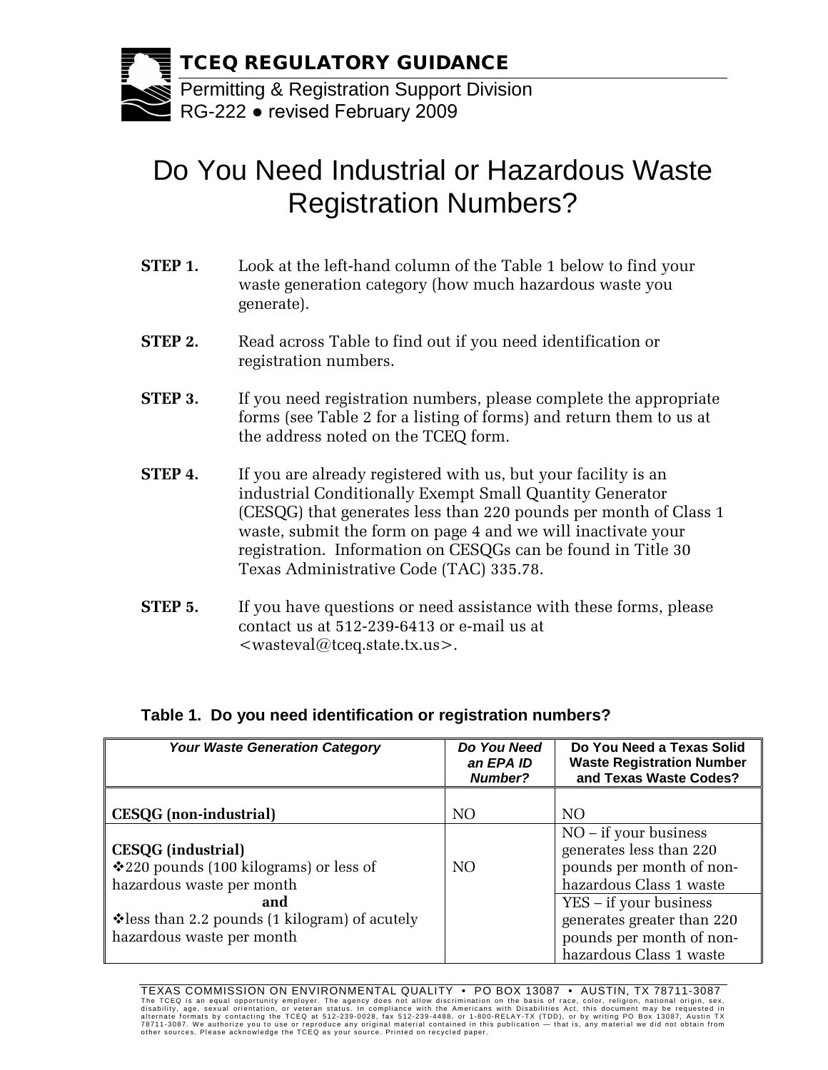**TCEQ REGULATORY GUIDANCE**

Permitting & Registration Support Division
RG-222 ● revised February 2009

# Do You Need Industrial or Hazardous Waste Registration Numbers?

**STEP 1.** Look at the left-hand column of the Table 1 below to find your waste generation category (how much hazardous waste you generate).

**STEP 2.** Read across Table to find out if you need identification or registration numbers.

**STEP 3.** If you need registration numbers, please complete the appropriate forms (see Table 2 for a listing of forms) and return them to us at the address noted on the TCEQ form.

**STEP 4.** If you are already registered with us, but your facility is an industrial Conditionally Exempt Small Quantity Generator (CESQG) that generates less than 220 pounds per month of Class 1 waste, submit the form on page 4 and we will inactivate your registration. Information on CESQGs can be found in Title 30 Texas Administrative Code (TAC) 335.78.

**STEP 5.** If you have questions or need assistance with these forms, please contact us at 512-239-6413 or e-mail us at <wasteval@tceq.state.tx.us>.

**Table 1. Do you need identification or registration numbers?**

| *Your Waste Generation Category* | *Do You Need an EPA ID Number?* | Do You Need a Texas Solid Waste Registration Number and Texas Waste Codes? |
|---|---|---|
| **CESQG (non-industrial)** | NO | NO |
| **CESQG (industrial)**<br>❖220 pounds (100 kilograms) or less of hazardous waste per month<br>**and**<br>❖less than 2.2 pounds (1 kilogram) of acutely hazardous waste per month | NO | NO – if your business generates less than 220 pounds per month of non-hazardous Class 1 waste<br>YES – if your business generates greater than 220 pounds per month of non-hazardous Class 1 waste |

TEXAS COMMISSION ON ENVIRONMENTAL QUALITY • PO BOX 13087 • AUSTIN, TX 78711-3087
The TCEQ is an equal opportunity employer. The agency does not allow discrimination on the basis of race, color, religion, national origin, sex, disability, age, sexual orientation, or veteran status. In compliance with the Americans with Disabilities Act, this document may be requested in alternate formats by contacting the TCEQ at 512-239-0028, fax 512-239-4488, or 1-800-RELAY-TX (TDD), or by writing PO Box 13087, Austin TX 78711-3087. We authorize you to use or reproduce any original material contained in this publication — that is, any material we did not obtain from other sources. Please acknowledge the TCEQ as your source. Printed on recycled paper.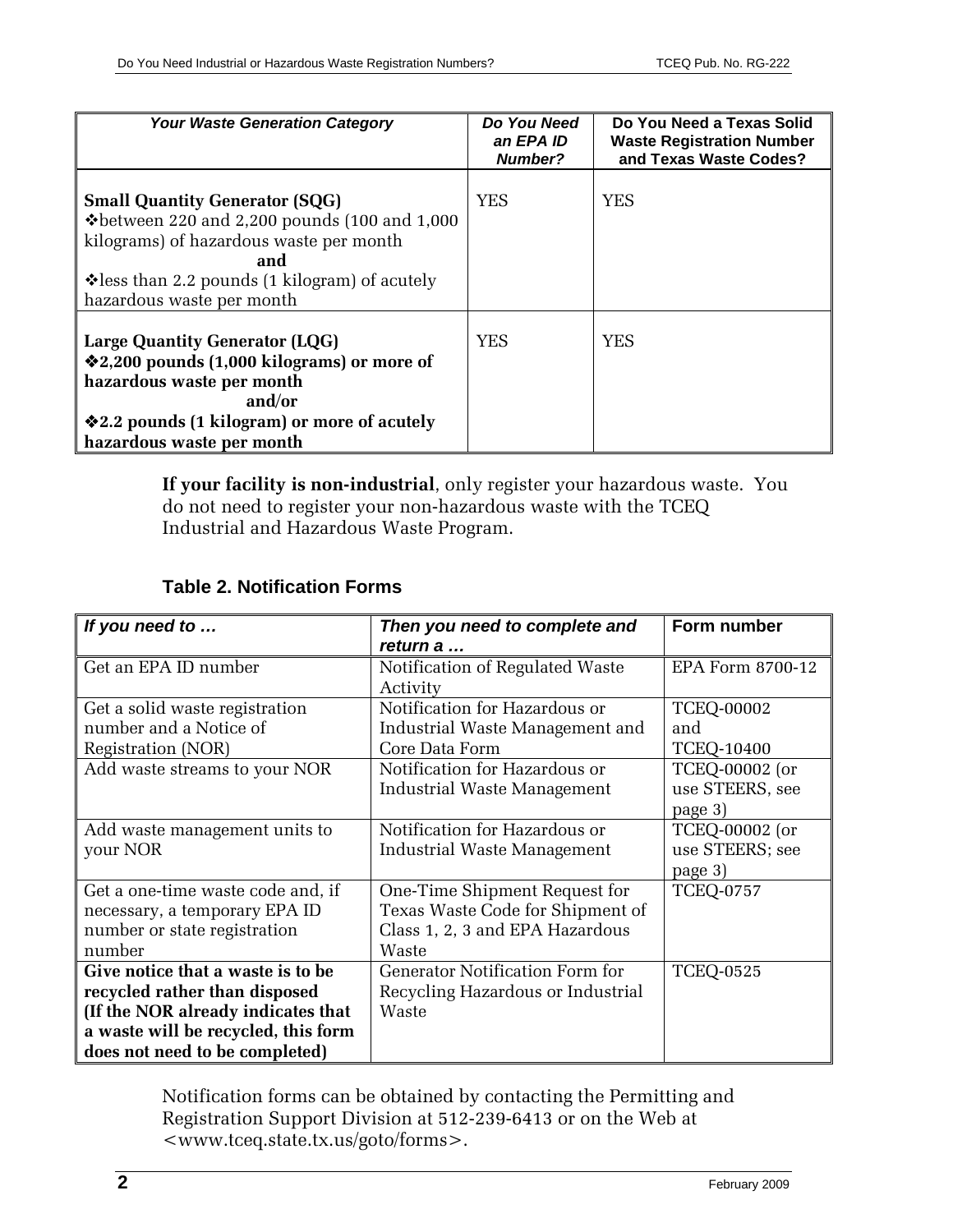| *Your Waste Generation Category* | *Do You Need an EPA ID Number?* | **Do You Need a Texas Solid Waste Registration Number and Texas Waste Codes?** |
|---|---|---|
| **Small Quantity Generator (SQG)**<br>❖between 220 and 2,200 pounds (100 and 1,000 kilograms) of hazardous waste per month<br>**and**<br>❖less than 2.2 pounds (1 kilogram) of acutely hazardous waste per month | YES | YES |
| **Large Quantity Generator (LQG)**<br>**❖2,200 pounds (1,000 kilograms) or more of hazardous waste per month**<br>**and/or**<br>**❖2.2 pounds (1 kilogram) or more of acutely hazardous waste per month** | YES | YES |

**If your facility is non-industrial**, only register your hazardous waste. You do not need to register your non-hazardous waste with the TCEQ Industrial and Hazardous Waste Program.

### Table 2. Notification Forms

| *If you need to …* | *Then you need to complete and return a …* | **Form number** |
|---|---|---|
| Get an EPA ID number | Notification of Regulated Waste Activity | EPA Form 8700-12 |
| Get a solid waste registration number and a Notice of Registration (NOR) | Notification for Hazardous or Industrial Waste Management and Core Data Form | TCEQ-00002 and TCEQ-10400 |
| Add waste streams to your NOR | Notification for Hazardous or Industrial Waste Management | TCEQ-00002 (or use STEERS, see page 3) |
| Add waste management units to your NOR | Notification for Hazardous or Industrial Waste Management | TCEQ-00002 (or use STEERS; see page 3) |
| Get a one-time waste code and, if necessary, a temporary EPA ID number or state registration number | One-Time Shipment Request for Texas Waste Code for Shipment of Class 1, 2, 3 and EPA Hazardous Waste | TCEQ-0757 |
| **Give notice that a waste is to be recycled rather than disposed (If the NOR already indicates that a waste will be recycled, this form does not need to be completed)** | Generator Notification Form for Recycling Hazardous or Industrial Waste | TCEQ-0525 |

Notification forms can be obtained by contacting the Permitting and Registration Support Division at 512-239-6413 or on the Web at <www.tceq.state.tx.us/goto/forms>.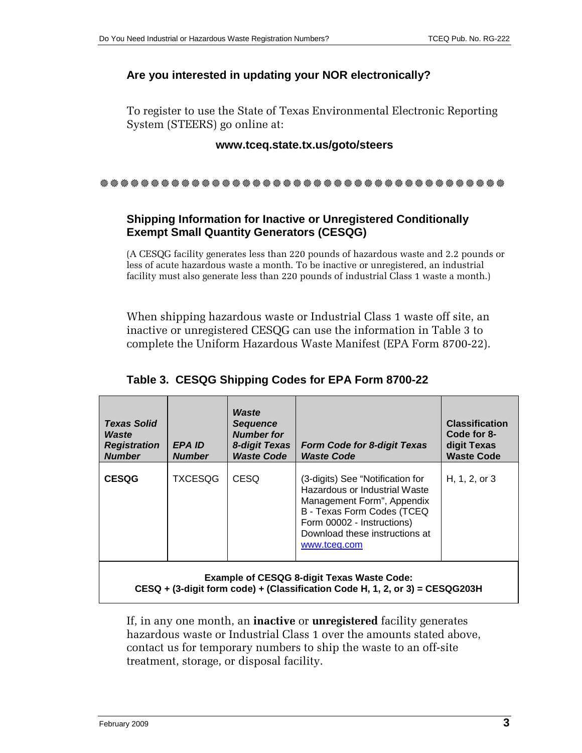## Are you interested in updating your NOR electronically?

To register to use the State of Texas Environmental Electronic Reporting System (STEERS) go online at:

**www.tceq.state.tx.us/goto/steers**

---

## Shipping Information for Inactive or Unregistered Conditionally Exempt Small Quantity Generators (CESQG)

(A CESQG facility generates less than 220 pounds of hazardous waste and 2.2 pounds or less of acute hazardous waste a month. To be inactive or unregistered, an industrial facility must also generate less than 220 pounds of industrial Class 1 waste a month.)

When shipping hazardous waste or Industrial Class 1 waste off site, an inactive or unregistered CESQG can use the information in Table 3 to complete the Uniform Hazardous Waste Manifest (EPA Form 8700-22).

**Table 3. CESQG Shipping Codes for EPA Form 8700-22**

| ***Texas Solid Waste Registration Number*** | ***EPA ID Number*** | ***Waste Sequence Number for 8-digit Texas Waste Code*** | ***Form Code for 8-digit Texas Waste Code*** | **Classification Code for 8-digit Texas Waste Code** |
|---|---|---|---|---|
| **CESQG** | TXCESQG | CESQ | (3-digits) See "Notification for Hazardous or Industrial Waste Management Form", Appendix B - Texas Form Codes (TCEQ Form 00002 - Instructions) Download these instructions at www.tceq.com | H, 1, 2, or 3 |
| **Example of CESQG 8-digit Texas Waste Code: CESQ + (3-digit form code) + (Classification Code H, 1, 2, or 3) = CESQG203H** | | | | |

If, in any one month, an **inactive** or **unregistered** facility generates hazardous waste or Industrial Class 1 over the amounts stated above, contact us for temporary numbers to ship the waste to an off-site treatment, storage, or disposal facility.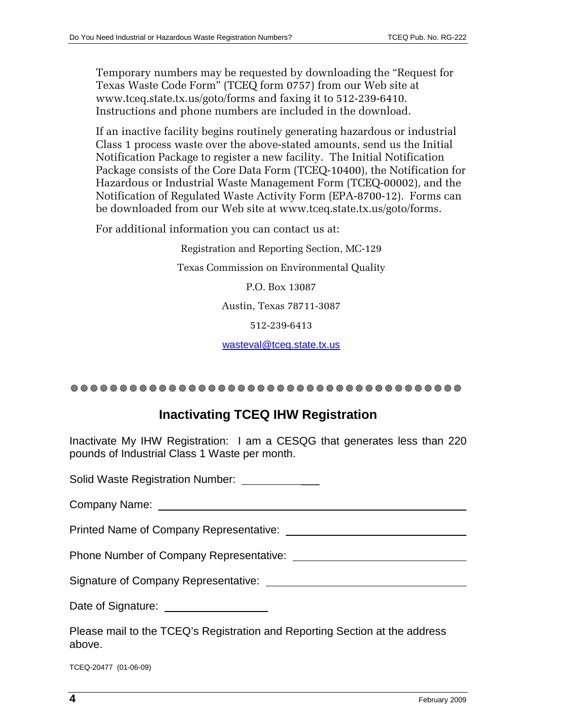Temporary numbers may be requested by downloading the "Request for Texas Waste Code Form" (TCEQ form 0757) from our Web site at www.tceq.state.tx.us/goto/forms and faxing it to 512-239-6410. Instructions and phone numbers are included in the download.

If an inactive facility begins routinely generating hazardous or industrial Class 1 process waste over the above-stated amounts, send us the Initial Notification Package to register a new facility. The Initial Notification Package consists of the Core Data Form (TCEQ-10400), the Notification for Hazardous or Industrial Waste Management Form (TCEQ-00002), and the Notification of Regulated Waste Activity Form (EPA-8700-12). Forms can be downloaded from our Web site at www.tceq.state.tx.us/goto/forms.

For additional information you can contact us at:

Registration and Reporting Section, MC-129

Texas Commission on Environmental Quality

P.O. Box 13087

Austin, Texas 78711-3087

512-239-6413

[wasteval@tceq.state.tx.us](mailto:wasteval@tceq.state.tx.us)

---

## Inactivating TCEQ IHW Registration

Inactivate My IHW Registration: I am a CESQG that generates less than 220 pounds of Industrial Class 1 Waste per month.

Solid Waste Registration Number: ______________

Company Name: ______________________________________________

Printed Name of Company Representative: ______________________________

Phone Number of Company Representative: ______________________________

Signature of Company Representative: ______________________________

Date of Signature: ____________________

Please mail to the TCEQ's Registration and Reporting Section at the address above.

TCEQ-20477 (01-06-09)